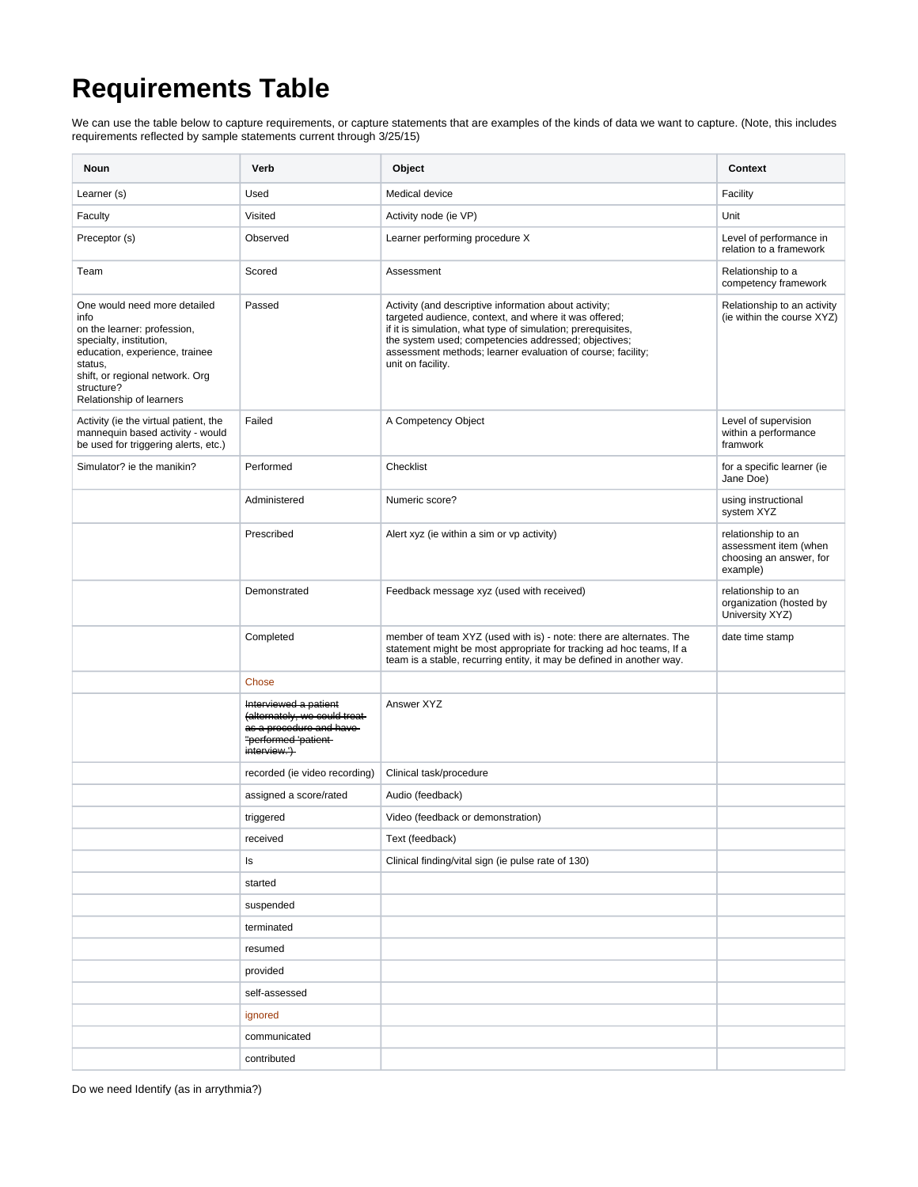# Requirements Table

We can use the table below to capture requirements, or capture statements that are examples of the kinds of data we want to capture. (Note, this includes requirements reflected by sample statements current through 3/25/15)

| Noun | Verb | Object | Context |
|---|---|---|---|
| Learner (s) | Used | Medical device | Facility |
| Faculty | Visited | Activity node (ie VP) | Unit |
| Preceptor (s) | Observed | Learner performing procedure X | Level of performance in relation to a framework |
| Team | Scored | Assessment | Relationship to a competency framework |
| One would need more detailed info on the learner: profession, specialty, institution, education, experience, trainee status, shift, or regional network. Org structure? Relationship of learners | Passed | Activity (and descriptive information about activity; targeted audience, context, and where it was offered; if it is simulation, what type of simulation; prerequisites, the system used; competencies addressed; objectives; assessment methods; learner evaluation of course; facility; unit on facility. | Relationship to an activity (ie within the course XYZ) |
| Activity (ie the virtual patient, the mannequin based activity - would be used for triggering alerts, etc.) | Failed | A Competency Object | Level of supervision within a performance framwork |
| Simulator? ie the manikin? | Performed | Checklist | for a specific learner (ie Jane Doe) |
| | Administered | Numeric score? | using instructional system XYZ |
| | Prescribed | Alert xyz (ie within a sim or vp activity) | relationship to an assessment item (when choosing an answer, for example) |
| | Demonstrated | Feedback message xyz (used with received) | relationship to an organization (hosted by University XYZ) |
| | Completed | member of team XYZ (used with is) - note: there are alternates. The statement might be most appropriate for tracking ad hoc teams, If a team is a stable, recurring entity, it may be defined in another way. | date time stamp |
| | Chose | | |
| | ~~Interviewed a patient (alternately, we could treat as a procedure and have "performed 'patient interview.')~~ | Answer XYZ | |
| | recorded (ie video recording) | Clinical task/procedure | |
| | assigned a score/rated | Audio (feedback) | |
| | triggered | Video (feedback or demonstration) | |
| | received | Text (feedback) | |
| | Is | Clinical finding/vital sign (ie pulse rate of 130) | |
| | started | | |
| | suspended | | |
| | terminated | | |
| | resumed | | |
| | provided | | |
| | self-assessed | | |
| | ignored | | |
| | communicated | | |
| | contributed | | |

Do we need Identify (as in arrythmia?)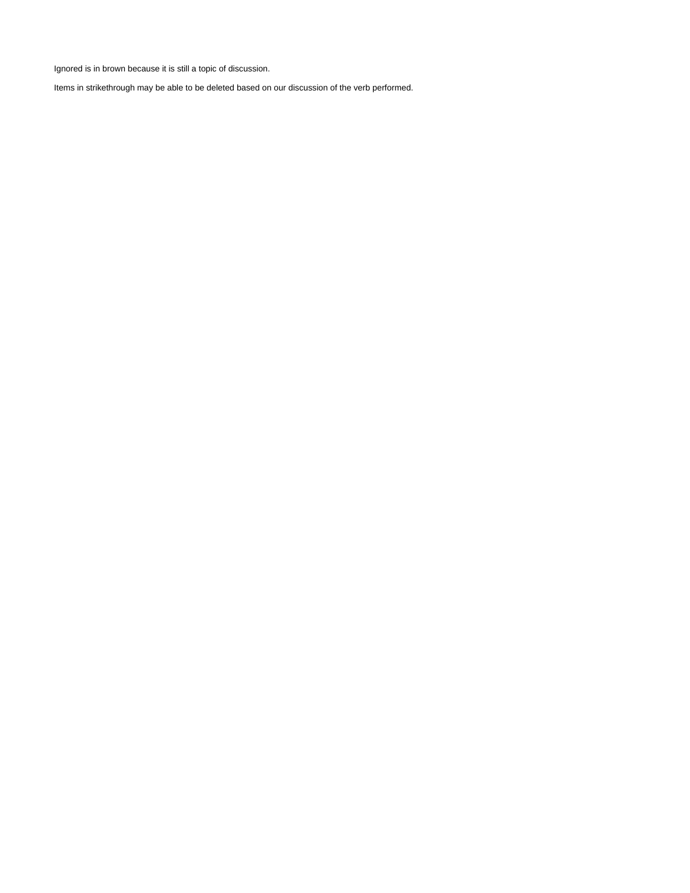Ignored is in brown because it is still a topic of discussion.

Items in strikethrough may be able to be deleted based on our discussion of the verb performed.